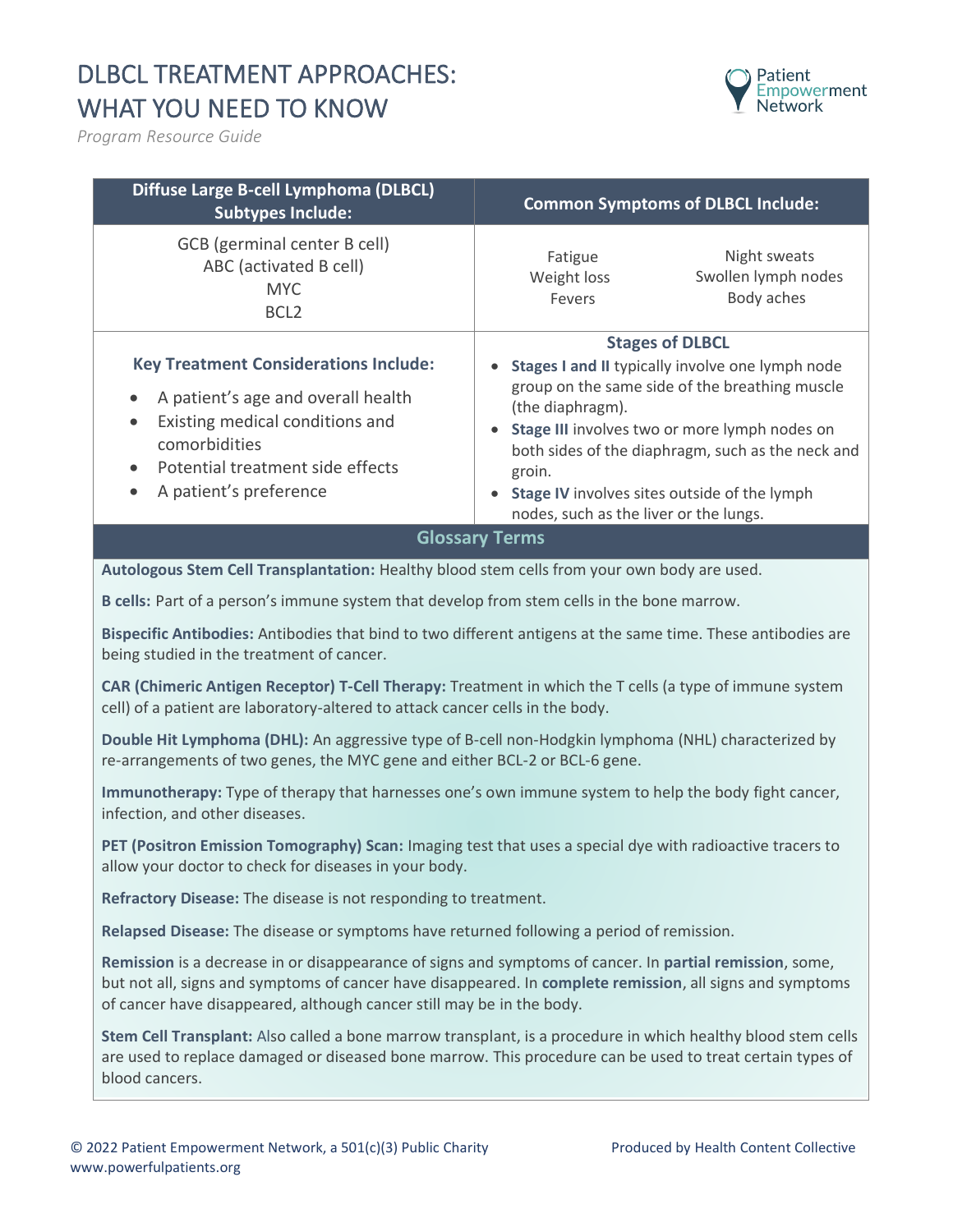# DLBCL TREATMENT APPROACHES: WHAT YOU NEED TO KNOW

*Program Resource Guide*

| Diffuse Large B-cell Lymphoma (DLBCL) Subtypes Include: | Common Symptoms of DLBCL Include: |
|---|---|
| GCB (germinal center B cell)<br>ABC (activated B cell)<br>MYC<br>BCL2 | Fatigue<br>Weight loss<br>Fevers<br>Night sweats<br>Swollen lymph nodes<br>Body aches |

### Key Treatment Considerations Include:

- A patient's age and overall health
- Existing medical conditions and comorbidities
- Potential treatment side effects
- A patient's preference

### Stages of DLBCL

- **Stages I and II** typically involve one lymph node group on the same side of the breathing muscle (the diaphragm).
- **Stage III** involves two or more lymph nodes on both sides of the diaphragm, such as the neck and groin.
- **Stage IV** involves sites outside of the lymph nodes, such as the liver or the lungs.

## Glossary Terms

**Autologous Stem Cell Transplantation:** Healthy blood stem cells from your own body are used.

**B cells:** Part of a person's immune system that develop from stem cells in the bone marrow.

**Bispecific Antibodies:** Antibodies that bind to two different antigens at the same time. These antibodies are being studied in the treatment of cancer.

**CAR (Chimeric Antigen Receptor) T-Cell Therapy:** Treatment in which the T cells (a type of immune system cell) of a patient are laboratory-altered to attack cancer cells in the body.

**Double Hit Lymphoma (DHL):** An aggressive type of B-cell non-Hodgkin lymphoma (NHL) characterized by re-arrangements of two genes, the MYC gene and either BCL-2 or BCL-6 gene.

**Immunotherapy:** Type of therapy that harnesses one's own immune system to help the body fight cancer, infection, and other diseases.

**PET (Positron Emission Tomography) Scan:** Imaging test that uses a special dye with radioactive tracers to allow your doctor to check for diseases in your body.

**Refractory Disease:** The disease is not responding to treatment.

**Relapsed Disease:** The disease or symptoms have returned following a period of remission.

**Remission** is a decrease in or disappearance of signs and symptoms of cancer. In **partial remission**, some, but not all, signs and symptoms of cancer have disappeared. In **complete remission**, all signs and symptoms of cancer have disappeared, although cancer still may be in the body.

**Stem Cell Transplant:** Also called a bone marrow transplant, is a procedure in which healthy blood stem cells are used to replace damaged or diseased bone marrow. This procedure can be used to treat certain types of blood cancers.

© 2022 Patient Empowerment Network, a 501(c)(3) Public Charity
www.powerfulpatients.org

Produced by Health Content Collective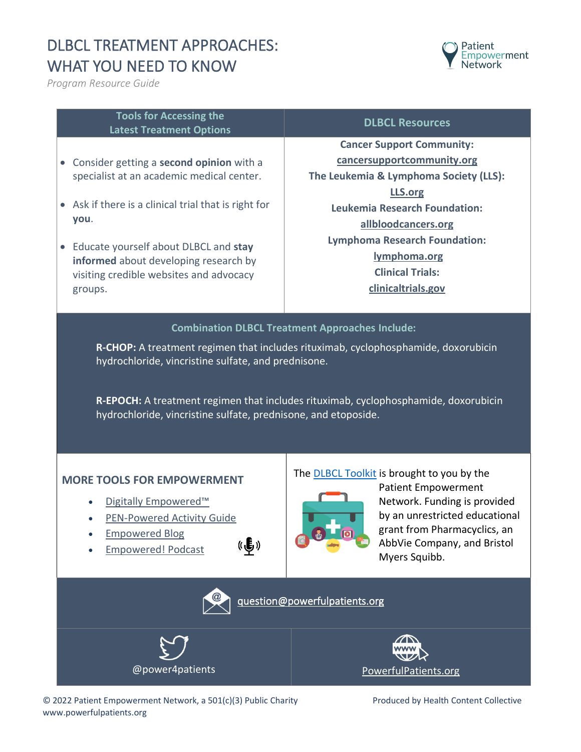# DLBCL TREATMENT APPROACHES: WHAT YOU NEED TO KNOW

*Program Resource Guide*

Patient Empowerment Network

| Tools for Accessing the Latest Treatment Options | DLBCL Resources |
|---|---|
| • Consider getting a **second opinion** with a specialist at an academic medical center.<br>• Ask if there is a clinical trial that is right for **you**.<br>• Educate yourself about DLBCL and **stay informed** about developing research by visiting credible websites and advocacy groups. | **Cancer Support Community:** **cancersupportcommunity.org**<br>**The Leukemia & Lymphoma Society (LLS):** **LLS.org**<br>**Leukemia Research Foundation:** **allbloodcancers.org**<br>**Lymphoma Research Foundation:** **lymphoma.org**<br>**Clinical Trials:** **clinicaltrials.gov** |

## Combination DLBCL Treatment Approaches Include:

**R-CHOP:** A treatment regimen that includes rituximab, cyclophosphamide, doxorubicin hydrochloride, vincristine sulfate, and prednisone.

**R-EPOCH:** A treatment regimen that includes rituximab, cyclophosphamide, doxorubicin hydrochloride, vincristine sulfate, prednisone, and etoposide.

## MORE TOOLS FOR EMPOWERMENT

- Digitally Empowered™
- PEN-Powered Activity Guide
- Empowered Blog
- Empowered! Podcast

The DLBCL Toolkit is brought to you by the Patient Empowerment Network. Funding is provided by an unrestricted educational grant from Pharmacyclics, an AbbVie Company, and Bristol Myers Squibb.

question@powerfulpatients.org

@power4patients

PowerfulPatients.org

© 2022 Patient Empowerment Network, a 501(c)(3) Public Charity
www.powerfulpatients.org

Produced by Health Content Collective